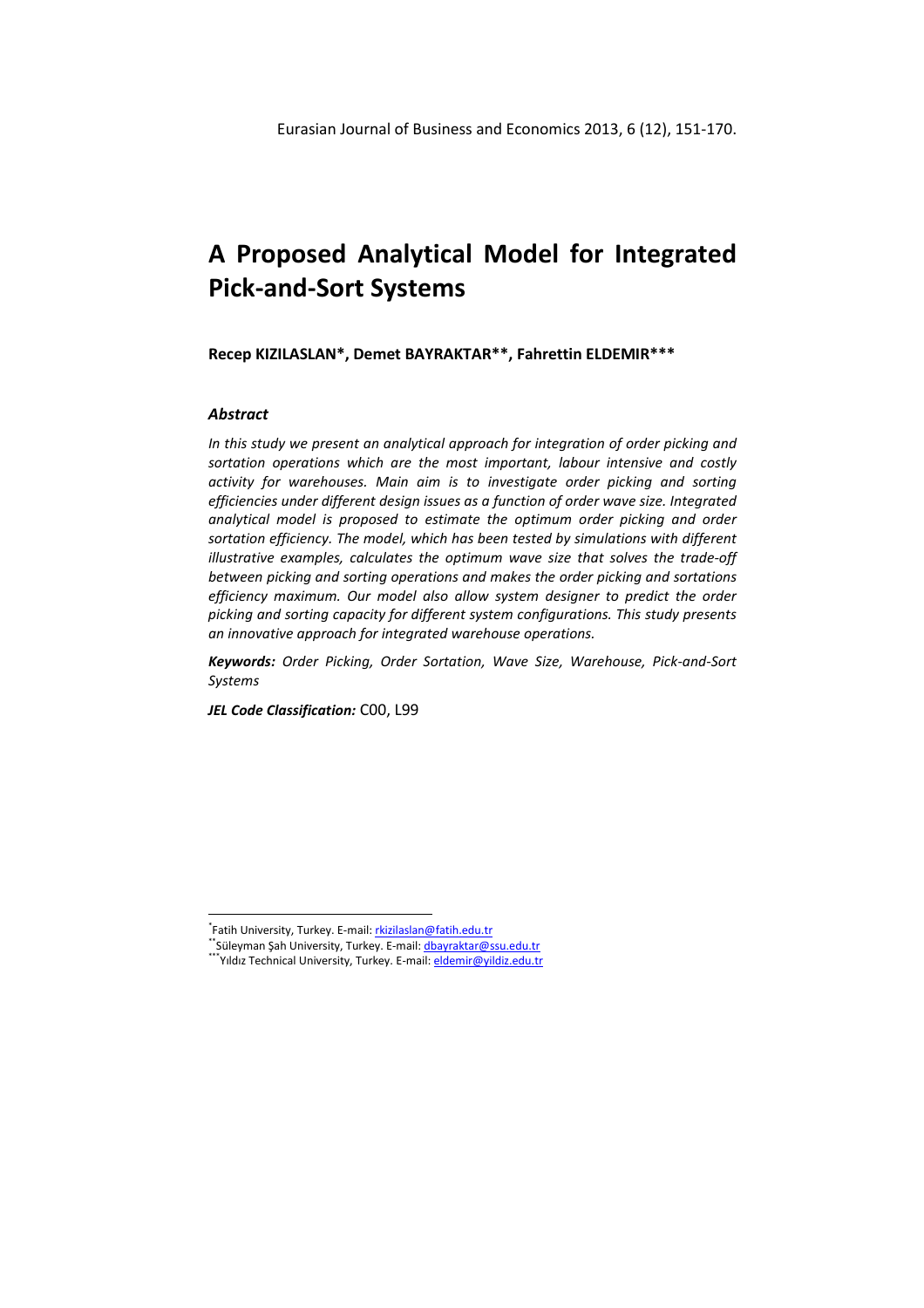# A Proposed Analytical Model for Integrated Pick-and-Sort Systems

**Recep KIZILASLAN\*, Demet BAYRAKTAR\*\*, Fahrettin ELDEMIR\*\*\***

### *Abstract*

*In this study we present an analytical approach for integration of order picking and sortation operations which are the most important, labour intensive and costly activity for warehouses. Main aim is to investigate order picking and sorting efficiencies under different design issues as a function of order wave size. Integrated analytical model is proposed to estimate the optimum order picking and order sortation efficiency. The model, which has been tested by simulations with different illustrative examples, calculates the optimum wave size that solves the trade-off between picking and sorting operations and makes the order picking and sortations efficiency maximum. Our model also allow system designer to predict the order picking and sorting capacity for different system configurations. This study presents an innovative approach for integrated warehouse operations.*

***Keywords:*** *Order Picking, Order Sortation, Wave Size, Warehouse, Pick-and-Sort Systems*

***JEL Code Classification:*** C00, L99

---

\*Fatih University, Turkey. E-mail: rkizilaslan@fatih.edu.tr

\*\*Süleyman Şah University, Turkey. E-mail: dbayraktar@ssu.edu.tr

\*\*\*Yıldız Technical University, Turkey. E-mail: eldemir@yildiz.edu.tr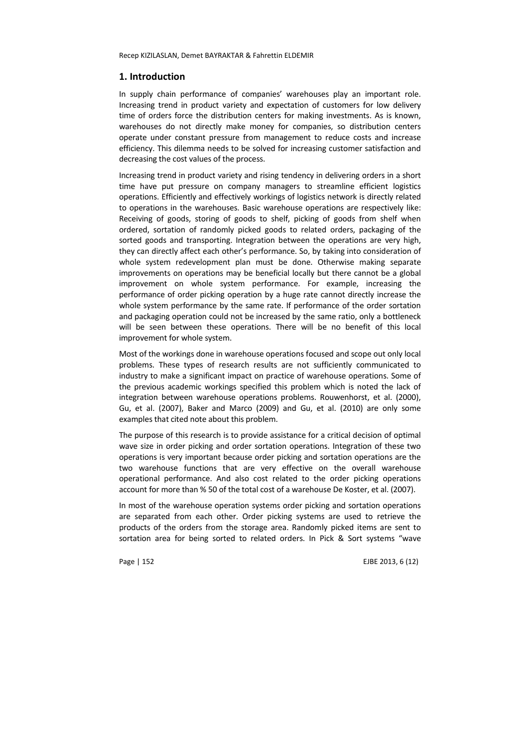## 1. Introduction

In supply chain performance of companies' warehouses play an important role. Increasing trend in product variety and expectation of customers for low delivery time of orders force the distribution centers for making investments. As is known, warehouses do not directly make money for companies, so distribution centers operate under constant pressure from management to reduce costs and increase efficiency. This dilemma needs to be solved for increasing customer satisfaction and decreasing the cost values of the process.

Increasing trend in product variety and rising tendency in delivering orders in a short time have put pressure on company managers to streamline efficient logistics operations. Efficiently and effectively workings of logistics network is directly related to operations in the warehouses. Basic warehouse operations are respectively like: Receiving of goods, storing of goods to shelf, picking of goods from shelf when ordered, sortation of randomly picked goods to related orders, packaging of the sorted goods and transporting. Integration between the operations are very high, they can directly affect each other's performance. So, by taking into consideration of whole system redevelopment plan must be done. Otherwise making separate improvements on operations may be beneficial locally but there cannot be a global improvement on whole system performance. For example, increasing the performance of order picking operation by a huge rate cannot directly increase the whole system performance by the same rate. If performance of the order sortation and packaging operation could not be increased by the same ratio, only a bottleneck will be seen between these operations. There will be no benefit of this local improvement for whole system.

Most of the workings done in warehouse operations focused and scope out only local problems. These types of research results are not sufficiently communicated to industry to make a significant impact on practice of warehouse operations. Some of the previous academic workings specified this problem which is noted the lack of integration between warehouse operations problems. Rouwenhorst, et al. (2000), Gu, et al. (2007), Baker and Marco (2009) and Gu, et al. (2010) are only some examples that cited note about this problem.

The purpose of this research is to provide assistance for a critical decision of optimal wave size in order picking and order sortation operations. Integration of these two operations is very important because order picking and sortation operations are the two warehouse functions that are very effective on the overall warehouse operational performance. And also cost related to the order picking operations account for more than % 50 of the total cost of a warehouse De Koster, et al. (2007).

In most of the warehouse operation systems order picking and sortation operations are separated from each other. Order picking systems are used to retrieve the products of the orders from the storage area. Randomly picked items are sent to sortation area for being sorted to related orders. In Pick & Sort systems "wave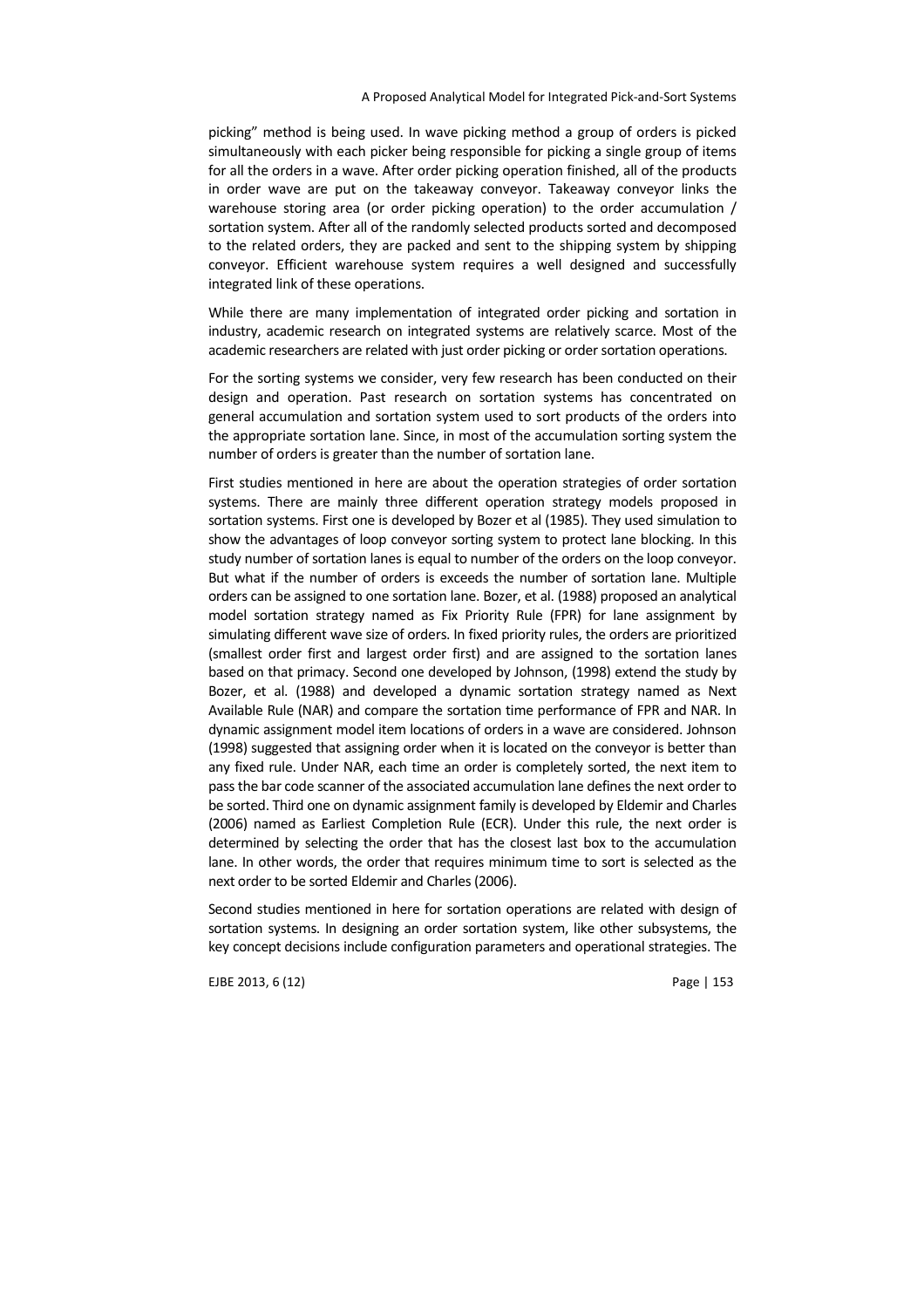picking" method is being used. In wave picking method a group of orders is picked simultaneously with each picker being responsible for picking a single group of items for all the orders in a wave. After order picking operation finished, all of the products in order wave are put on the takeaway conveyor. Takeaway conveyor links the warehouse storing area (or order picking operation) to the order accumulation / sortation system. After all of the randomly selected products sorted and decomposed to the related orders, they are packed and sent to the shipping system by shipping conveyor. Efficient warehouse system requires a well designed and successfully integrated link of these operations.

While there are many implementation of integrated order picking and sortation in industry, academic research on integrated systems are relatively scarce. Most of the academic researchers are related with just order picking or order sortation operations.

For the sorting systems we consider, very few research has been conducted on their design and operation. Past research on sortation systems has concentrated on general accumulation and sortation system used to sort products of the orders into the appropriate sortation lane. Since, in most of the accumulation sorting system the number of orders is greater than the number of sortation lane.

First studies mentioned in here are about the operation strategies of order sortation systems. There are mainly three different operation strategy models proposed in sortation systems. First one is developed by Bozer et al (1985). They used simulation to show the advantages of loop conveyor sorting system to protect lane blocking. In this study number of sortation lanes is equal to number of the orders on the loop conveyor. But what if the number of orders is exceeds the number of sortation lane. Multiple orders can be assigned to one sortation lane. Bozer, et al. (1988) proposed an analytical model sortation strategy named as Fix Priority Rule (FPR) for lane assignment by simulating different wave size of orders. In fixed priority rules, the orders are prioritized (smallest order first and largest order first) and are assigned to the sortation lanes based on that primacy. Second one developed by Johnson, (1998) extend the study by Bozer, et al. (1988) and developed a dynamic sortation strategy named as Next Available Rule (NAR) and compare the sortation time performance of FPR and NAR. In dynamic assignment model item locations of orders in a wave are considered. Johnson (1998) suggested that assigning order when it is located on the conveyor is better than any fixed rule. Under NAR, each time an order is completely sorted, the next item to pass the bar code scanner of the associated accumulation lane defines the next order to be sorted. Third one on dynamic assignment family is developed by Eldemir and Charles (2006) named as Earliest Completion Rule (ECR). Under this rule, the next order is determined by selecting the order that has the closest last box to the accumulation lane. In other words, the order that requires minimum time to sort is selected as the next order to be sorted Eldemir and Charles (2006).

Second studies mentioned in here for sortation operations are related with design of sortation systems. In designing an order sortation system, like other subsystems, the key concept decisions include configuration parameters and operational strategies. The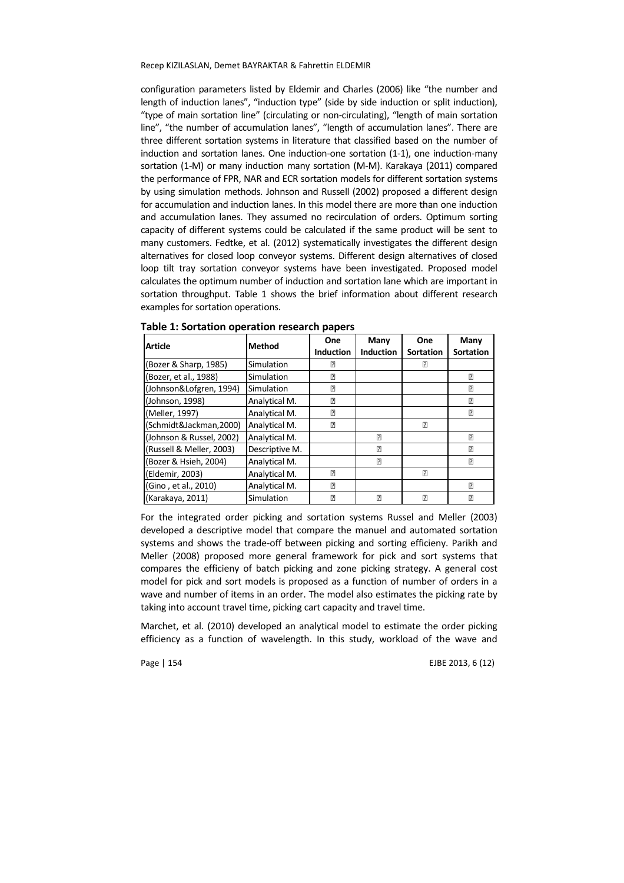configuration parameters listed by Eldemir and Charles (2006) like "the number and length of induction lanes", "induction type" (side by side induction or split induction), "type of main sortation line" (circulating or non-circulating), "length of main sortation line", "the number of accumulation lanes", "length of accumulation lanes". There are three different sortation systems in literature that classified based on the number of induction and sortation lanes. One induction-one sortation (1-1), one induction-many sortation (1-M) or many induction many sortation (M-M). Karakaya (2011) compared the performance of FPR, NAR and ECR sortation models for different sortation systems by using simulation methods. Johnson and Russell (2002) proposed a different design for accumulation and induction lanes. In this model there are more than one induction and accumulation lanes. They assumed no recirculation of orders. Optimum sorting capacity of different systems could be calculated if the same product will be sent to many customers. Fedtke, et al. (2012) systematically investigates the different design alternatives for closed loop conveyor systems. Different design alternatives of closed loop tilt tray sortation conveyor systems have been investigated. Proposed model calculates the optimum number of induction and sortation lane which are important in sortation throughput. Table 1 shows the brief information about different research examples for sortation operations.

**Table 1: Sortation operation research papers**

| Article | Method | One Induction | Many Induction | One Sortation | Many Sortation |
|---|---|---|---|---|---|
| (Bozer & Sharp, 1985) | Simulation | ✓ | | ✓ | |
| (Bozer, et al., 1988) | Simulation | ✓ | | | ✓ |
| (Johnson&Lofgren, 1994) | Simulation | ✓ | | | ✓ |
| (Johnson, 1998) | Analytical M. | ✓ | | | ✓ |
| (Meller, 1997) | Analytical M. | ✓ | | | ✓ |
| (Schmidt&Jackman,2000) | Analytical M. | ✓ | | ✓ | |
| (Johnson & Russel, 2002) | Analytical M. | | ✓ | | ✓ |
| (Russell & Meller, 2003) | Descriptive M. | | ✓ | | ✓ |
| (Bozer & Hsieh, 2004) | Analytical M. | | ✓ | | ✓ |
| (Eldemir, 2003) | Analytical M. | ✓ | | ✓ | |
| (Gino , et al., 2010) | Analytical M. | ✓ | | | ✓ |
| (Karakaya, 2011) | Simulation | ✓ | ✓ | ✓ | ✓ |

For the integrated order picking and sortation systems Russel and Meller (2003) developed a descriptive model that compare the manuel and automated sortation systems and shows the trade-off between picking and sorting efficieny. Parikh and Meller (2008) proposed more general framework for pick and sort systems that compares the efficieny of batch picking and zone picking strategy. A general cost model for pick and sort models is proposed as a function of number of orders in a wave and number of items in an order. The model also estimates the picking rate by taking into account travel time, picking cart capacity and travel time.

Marchet, et al. (2010) developed an analytical model to estimate the order picking efficiency as a function of wavelength. In this study, workload of the wave and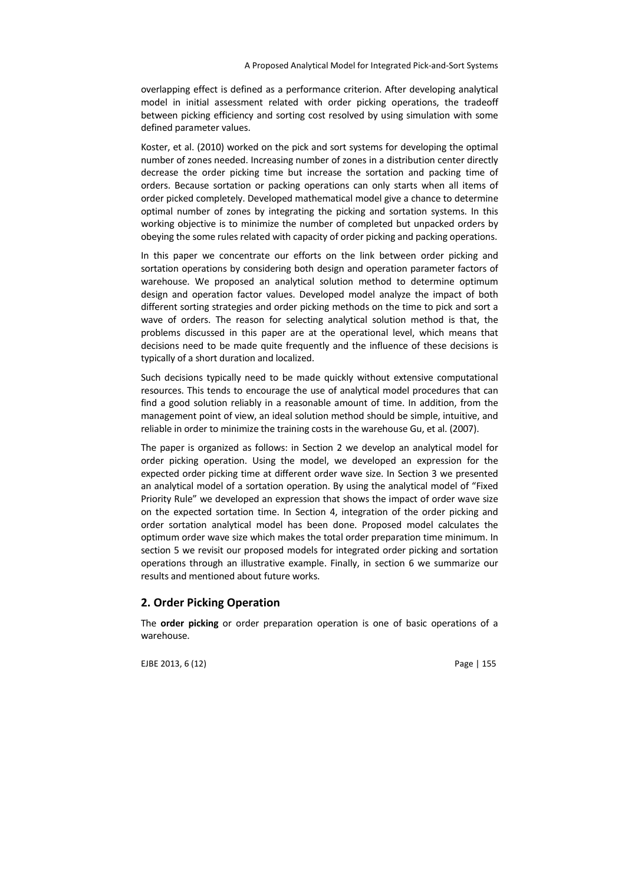overlapping effect is defined as a performance criterion. After developing analytical model in initial assessment related with order picking operations, the tradeoff between picking efficiency and sorting cost resolved by using simulation with some defined parameter values.

Koster, et al. (2010) worked on the pick and sort systems for developing the optimal number of zones needed. Increasing number of zones in a distribution center directly decrease the order picking time but increase the sortation and packing time of orders. Because sortation or packing operations can only starts when all items of order picked completely. Developed mathematical model give a chance to determine optimal number of zones by integrating the picking and sortation systems. In this working objective is to minimize the number of completed but unpacked orders by obeying the some rules related with capacity of order picking and packing operations.

In this paper we concentrate our efforts on the link between order picking and sortation operations by considering both design and operation parameter factors of warehouse. We proposed an analytical solution method to determine optimum design and operation factor values. Developed model analyze the impact of both different sorting strategies and order picking methods on the time to pick and sort a wave of orders. The reason for selecting analytical solution method is that, the problems discussed in this paper are at the operational level, which means that decisions need to be made quite frequently and the influence of these decisions is typically of a short duration and localized.

Such decisions typically need to be made quickly without extensive computational resources. This tends to encourage the use of analytical model procedures that can find a good solution reliably in a reasonable amount of time. In addition, from the management point of view, an ideal solution method should be simple, intuitive, and reliable in order to minimize the training costs in the warehouse Gu, et al. (2007).

The paper is organized as follows: in Section 2 we develop an analytical model for order picking operation. Using the model, we developed an expression for the expected order picking time at different order wave size. In Section 3 we presented an analytical model of a sortation operation. By using the analytical model of "Fixed Priority Rule" we developed an expression that shows the impact of order wave size on the expected sortation time. In Section 4, integration of the order picking and order sortation analytical model has been done. Proposed model calculates the optimum order wave size which makes the total order preparation time minimum. In section 5 we revisit our proposed models for integrated order picking and sortation operations through an illustrative example. Finally, in section 6 we summarize our results and mentioned about future works.

## 2. Order Picking Operation

The **order picking** or order preparation operation is one of basic operations of a warehouse.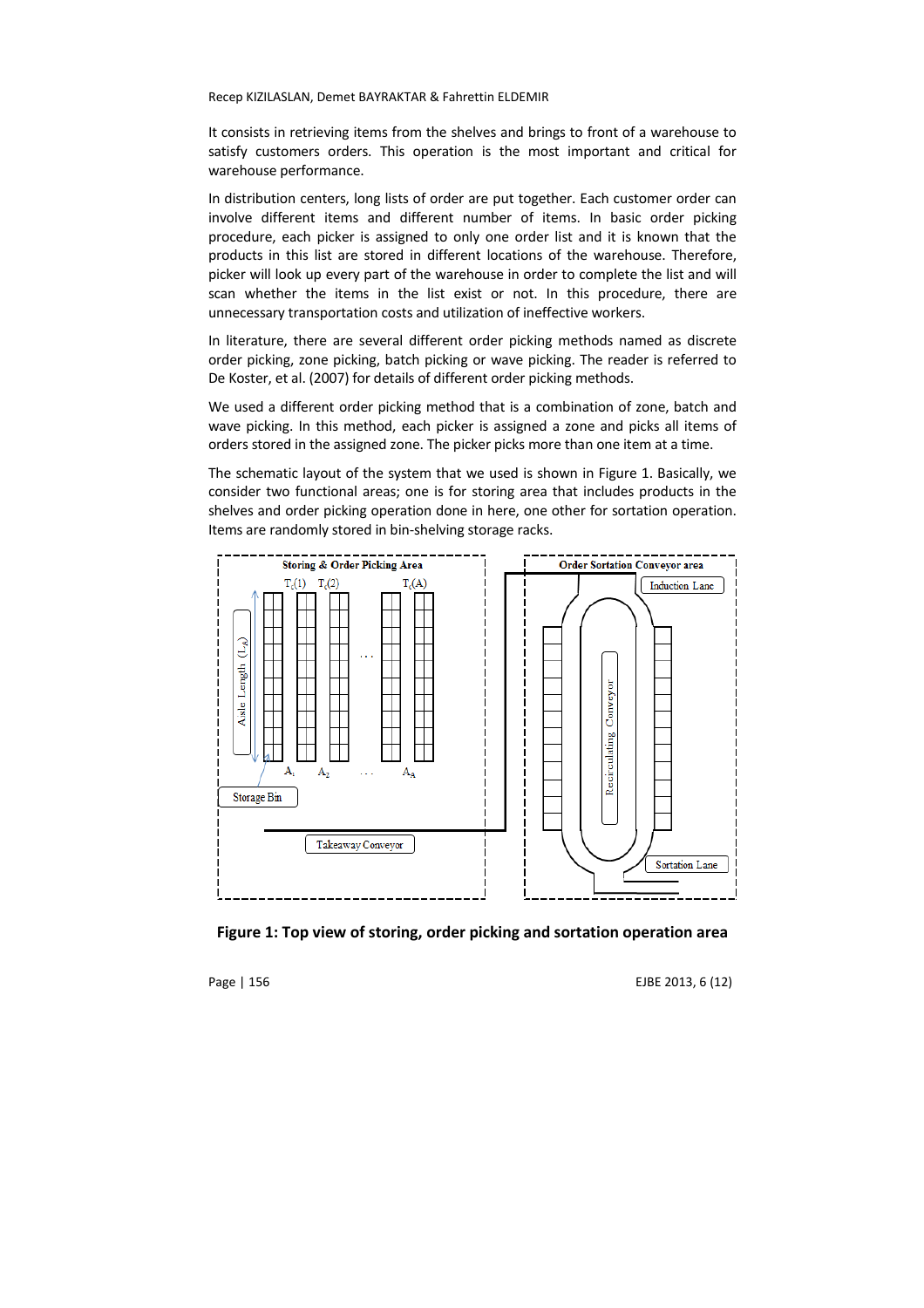It consists in retrieving items from the shelves and brings to front of a warehouse to satisfy customers orders. This operation is the most important and critical for warehouse performance.

In distribution centers, long lists of order are put together. Each customer order can involve different items and different number of items. In basic order picking procedure, each picker is assigned to only one order list and it is known that the products in this list are stored in different locations of the warehouse. Therefore, picker will look up every part of the warehouse in order to complete the list and will scan whether the items in the list exist or not. In this procedure, there are unnecessary transportation costs and utilization of ineffective workers.

In literature, there are several different order picking methods named as discrete order picking, zone picking, batch picking or wave picking. The reader is referred to De Koster, et al. (2007) for details of different order picking methods.

We used a different order picking method that is a combination of zone, batch and wave picking. In this method, each picker is assigned a zone and picks all items of orders stored in the assigned zone. The picker picks more than one item at a time.

The schematic layout of the system that we used is shown in Figure 1. Basically, we consider two functional areas; one is for storing area that includes products in the shelves and order picking operation done in here, one other for sortation operation. Items are randomly stored in bin-shelving storage racks.

**Figure 1: Top view of storing, order picking and sortation operation area**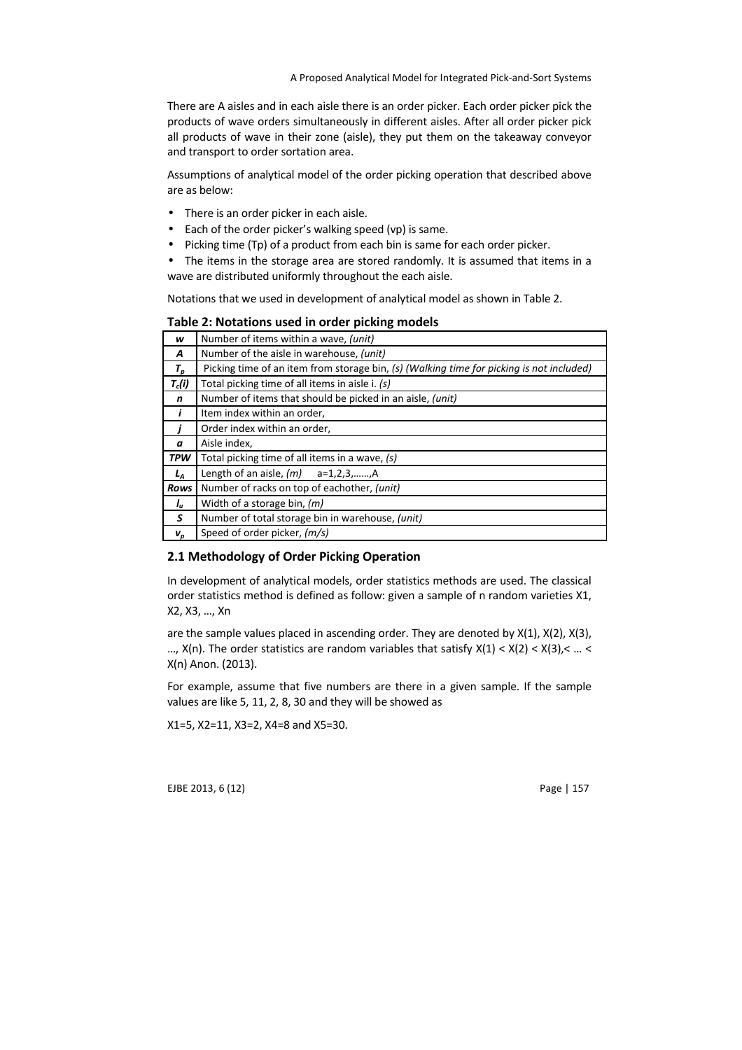There are A aisles and in each aisle there is an order picker. Each order picker pick the products of wave orders simultaneously in different aisles. After all order picker pick all products of wave in their zone (aisle), they put them on the takeaway conveyor and transport to order sortation area.

Assumptions of analytical model of the order picking operation that described above are as below:

- There is an order picker in each aisle.
- Each of the order picker's walking speed (vp) is same.
- Picking time (Tp) of a product from each bin is same for each order picker.
- The items in the storage area are stored randomly. It is assumed that items in a wave are distributed uniformly throughout the each aisle.

Notations that we used in development of analytical model as shown in Table 2.

**Table 2: Notations used in order picking models**

| | |
|---|---|
| ***w*** | Number of items within a wave, *(unit)* |
| ***A*** | Number of the aisle in warehouse, *(unit)* |
| $T_p$ | Picking time of an item from storage bin, *(s) (Walking time for picking is not included)* |
| $T_c(i)$ | Total picking time of all items in aisle i. *(s)* |
| ***n*** | Number of items that should be picked in an aisle, *(unit)* |
| ***i*** | Item index within an order, |
| ***j*** | Order index within an order, |
| ***a*** | Aisle index, |
| ***TPW*** | Total picking time of all items in a wave, *(s)* |
| $L_A$ | Length of an aisle, *(m)* a=1,2,3,……,A |
| ***Rows*** | Number of racks on top of eachother, *(unit)* |
| $l_u$ | Width of a storage bin, *(m)* |
| ***S*** | Number of total storage bin in warehouse, *(unit)* |
| $v_p$ | Speed of order picker, *(m/s)* |

## 2.1 Methodology of Order Picking Operation

In development of analytical models, order statistics methods are used. The classical order statistics method is defined as follow: given a sample of n random varieties X1, X2, X3, …, Xn

are the sample values placed in ascending order. They are denoted by X(1), X(2), X(3), …, X(n). The order statistics are random variables that satisfy X(1) < X(2) < X(3),< … < X(n) Anon. (2013).

For example, assume that five numbers are there in a given sample. If the sample values are like 5, 11, 2, 8, 30 and they will be showed as

X1=5, X2=11, X3=2, X4=8 and X5=30.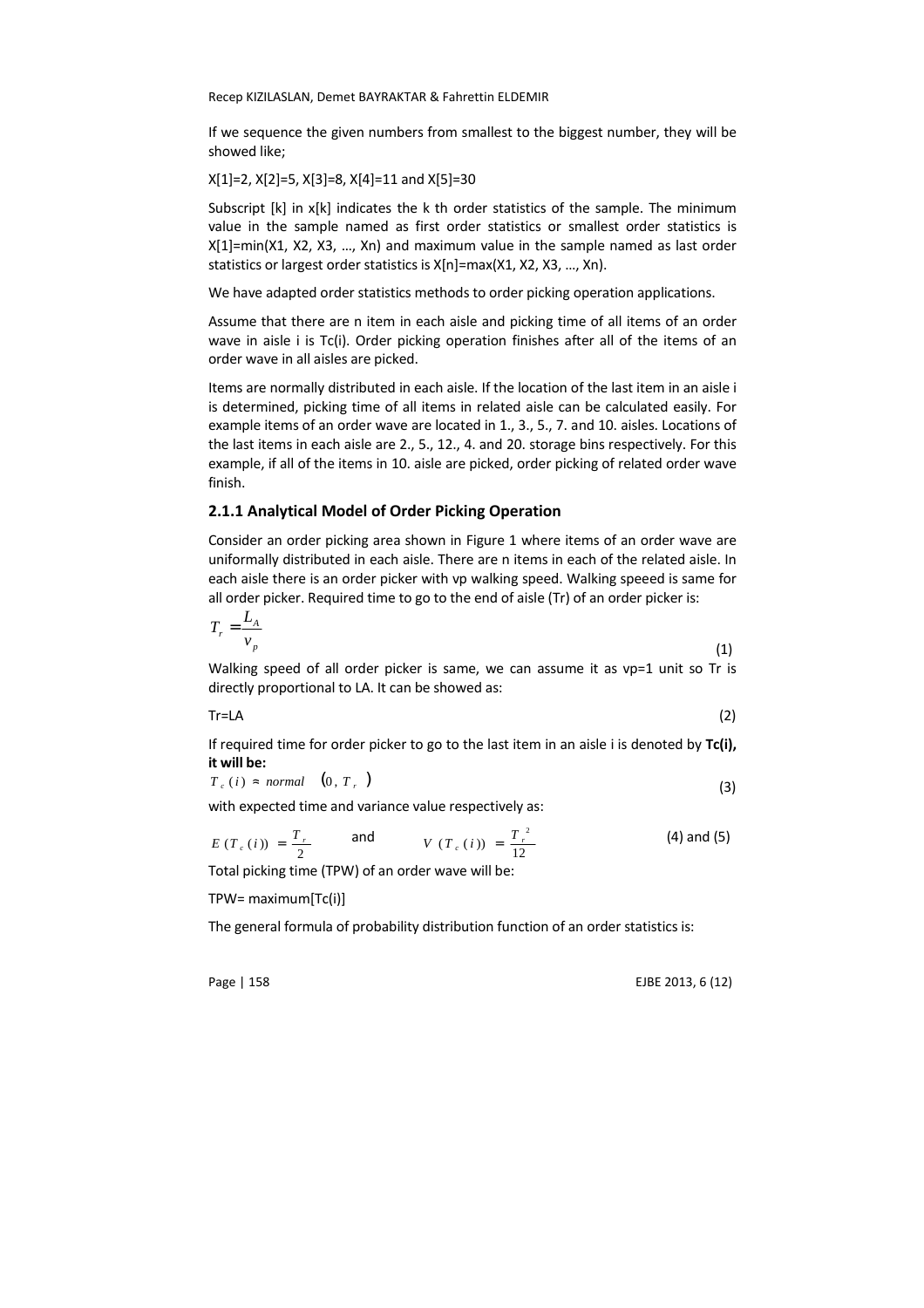If we sequence the given numbers from smallest to the biggest number, they will be showed like;

X[1]=2, X[2]=5, X[3]=8, X[4]=11 and X[5]=30

Subscript [k] in x[k] indicates the k th order statistics of the sample. The minimum value in the sample named as first order statistics or smallest order statistics is X[1]=min(X1, X2, X3, …, Xn) and maximum value in the sample named as last order statistics or largest order statistics is X[n]=max(X1, X2, X3, …, Xn).

We have adapted order statistics methods to order picking operation applications.

Assume that there are n item in each aisle and picking time of all items of an order wave in aisle i is Tc(i). Order picking operation finishes after all of the items of an order wave in all aisles are picked.

Items are normally distributed in each aisle. If the location of the last item in an aisle i is determined, picking time of all items in related aisle can be calculated easily. For example items of an order wave are located in 1., 3., 5., 7. and 10. aisles. Locations of the last items in each aisle are 2., 5., 12., 4. and 20. storage bins respectively. For this example, if all of the items in 10. aisle are picked, order picking of related order wave finish.

### 2.1.1 Analytical Model of Order Picking Operation

Consider an order picking area shown in Figure 1 where items of an order wave are uniformally distributed in each aisle. There are n items in each of the related aisle. In each aisle there is an order picker with vp walking speed. Walking speeed is same for all order picker. Required time to go to the end of aisle (Tr) of an order picker is:

$$T_r = \frac{L_A}{v_p} \tag{1}$$

Walking speed of all order picker is same, we can assume it as vp=1 unit so Tr is directly proportional to LA. It can be showed as:

$$Tr=LA \tag{2}$$

If required time for order picker to go to the last item in an aisle i is denoted by **Tc(i), it will be:**

$$T_c(i) \approx normal \quad (0, T_r) \tag{3}$$

with expected time and variance value respectively as:

$$E(T_c(i)) = \frac{T_r}{2} \quad \text{and} \quad V(T_c(i)) = \frac{T_r^2}{12} \tag{4 and 5}$$

Total picking time (TPW) of an order wave will be:

TPW= maximum[Tc(i)]

The general formula of probability distribution function of an order statistics is: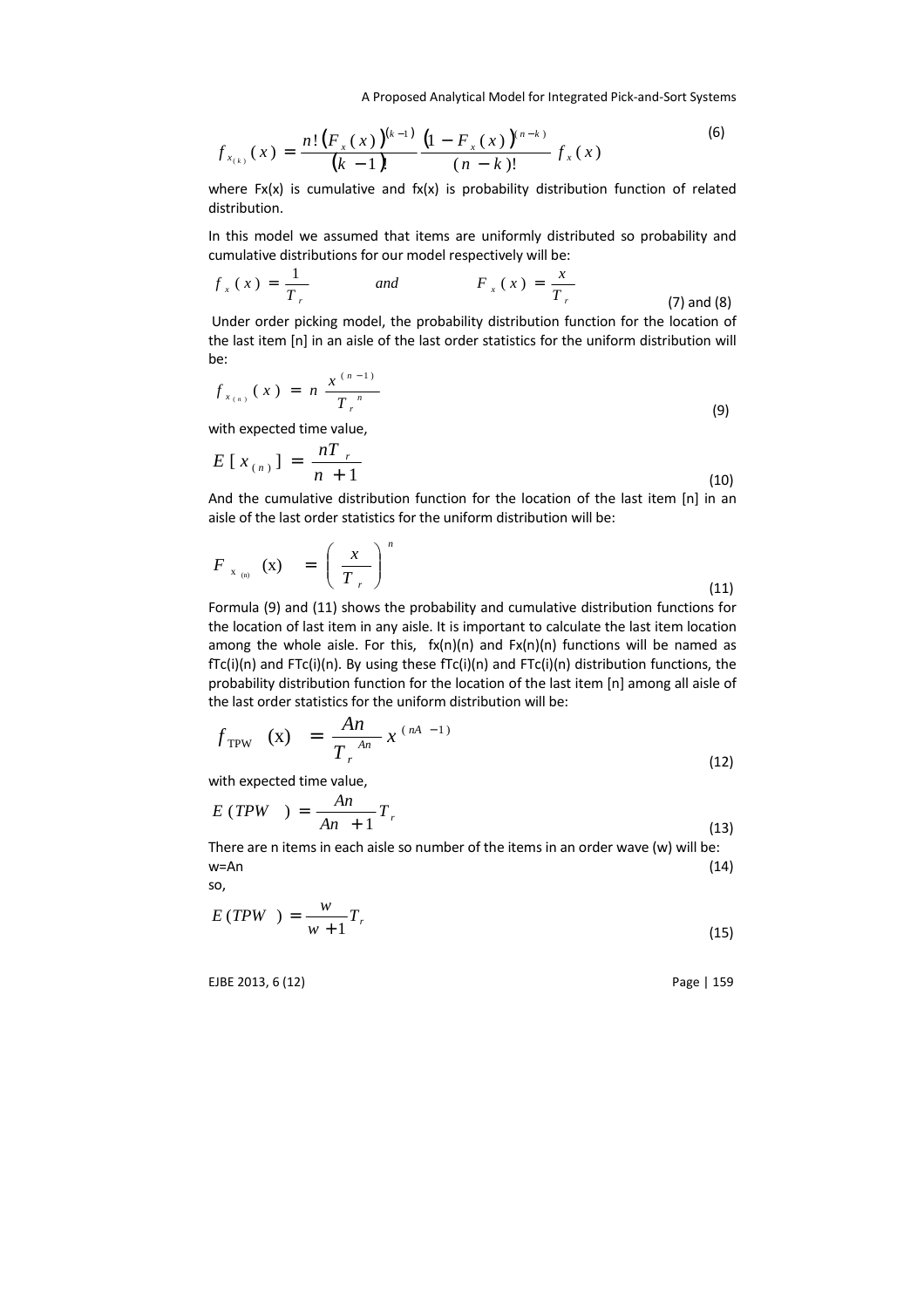$$f_{x_{(k)}}(x) = \frac{n!\left(F_x(x)\right)^{(k-1)}}{(k-1)!}\frac{\left(1-F_x(x)\right)^{(n-k)}}{(n-k)!}f_x(x) \tag{6}$$

where Fx(x) is cumulative and fx(x) is probability distribution function of related distribution.

In this model we assumed that items are uniformly distributed so probability and cumulative distributions for our model respectively will be:

$$f_x(x) = \frac{1}{T_r} \qquad and \qquad F_x(x) = \frac{x}{T_r} \tag{7 and 8}$$

Under order picking model, the probability distribution function for the location of the last item [n] in an aisle of the last order statistics for the uniform distribution will be:

$$f_{x_{(n)}}(x) = n\frac{x^{(n-1)}}{T_r^{\,n}} \tag{9}$$

with expected time value,

$$E[x_{(n)}] = \frac{nT_r}{n+1} \tag{10}$$

And the cumulative distribution function for the location of the last item [n] in an aisle of the last order statistics for the uniform distribution will be:

$$F_{x_{(n)}}(x) = \left(\frac{x}{T_r}\right)^n \tag{11}$$

Formula (9) and (11) shows the probability and cumulative distribution functions for the location of last item in any aisle. It is important to calculate the last item location among the whole aisle. For this, fx(n)(n) and Fx(n)(n) functions will be named as fTc(i)(n) and FTc(i)(n). By using these fTc(i)(n) and FTc(i)(n) distribution functions, the probability distribution function for the location of the last item [n] among all aisle of the last order statistics for the uniform distribution will be:

$$f_{TPW}(x) = \frac{An}{T_r^{\,An}}x^{(nA-1)} \tag{12}$$

with expected time value,

$$E(TPW) = \frac{An}{An+1}T_r \tag{13}$$

There are n items in each aisle so number of the items in an order wave (w) will be:

$$w=An \tag{14}$$

so,

$$E(TPW) = \frac{w}{w+1}T_r \tag{15}$$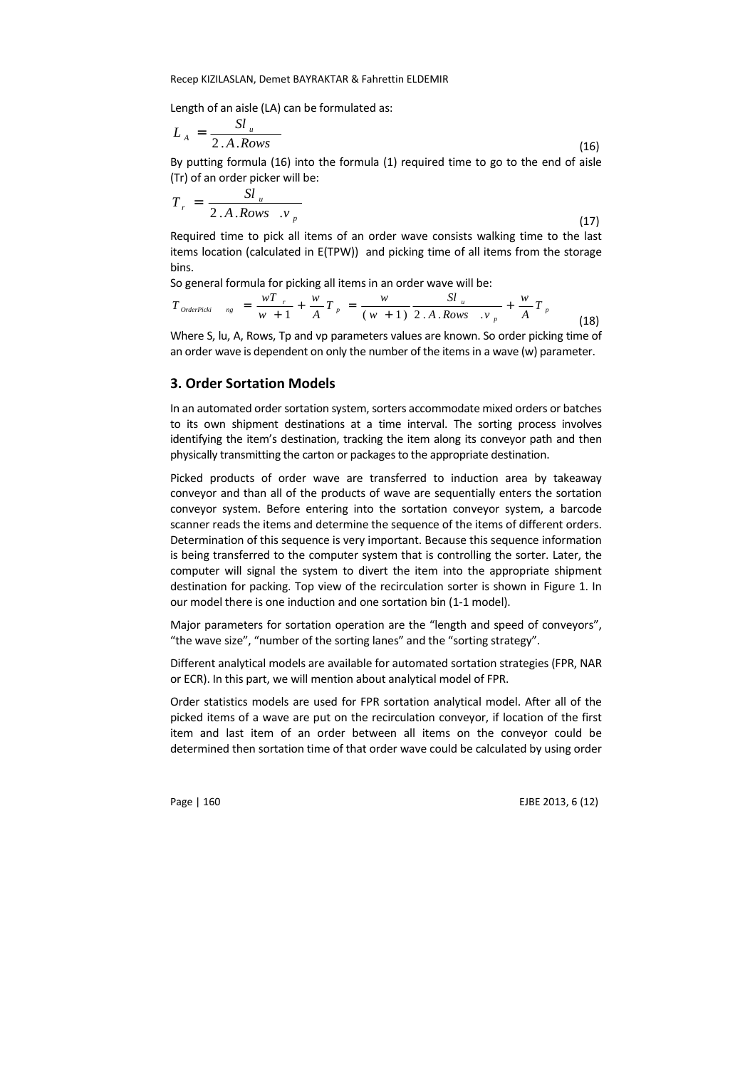Length of an aisle (LA) can be formulated as:

$$L_A = \frac{Sl_u}{2.A.Rows} \tag{16}$$

By putting formula (16) into the formula (1) required time to go to the end of aisle (Tr) of an order picker will be:

$$T_r = \frac{Sl_u}{2.A.Rows \ .v_p} \tag{17}$$

Required time to pick all items of an order wave consists walking time to the last items location (calculated in E(TPW)) and picking time of all items from the storage bins.

So general formula for picking all items in an order wave will be:

$$T_{OrderPicking} = \frac{wT_r}{w+1} + \frac{w}{A}T_p = \frac{w}{(w+1)}\frac{Sl_u}{2.A.Rows \ .v_p} + \frac{w}{A}T_p \tag{18}$$

Where S, lu, A, Rows, Tp and vp parameters values are known. So order picking time of an order wave is dependent on only the number of the items in a wave (w) parameter.

## 3. Order Sortation Models

In an automated order sortation system, sorters accommodate mixed orders or batches to its own shipment destinations at a time interval. The sorting process involves identifying the item's destination, tracking the item along its conveyor path and then physically transmitting the carton or packages to the appropriate destination.

Picked products of order wave are transferred to induction area by takeaway conveyor and than all of the products of wave are sequentially enters the sortation conveyor system. Before entering into the sortation conveyor system, a barcode scanner reads the items and determine the sequence of the items of different orders. Determination of this sequence is very important. Because this sequence information is being transferred to the computer system that is controlling the sorter. Later, the computer will signal the system to divert the item into the appropriate shipment destination for packing. Top view of the recirculation sorter is shown in Figure 1. In our model there is one induction and one sortation bin (1-1 model).

Major parameters for sortation operation are the "length and speed of conveyors", "the wave size", "number of the sorting lanes" and the "sorting strategy".

Different analytical models are available for automated sortation strategies (FPR, NAR or ECR). In this part, we will mention about analytical model of FPR.

Order statistics models are used for FPR sortation analytical model. After all of the picked items of a wave are put on the recirculation conveyor, if location of the first item and last item of an order between all items on the conveyor could be determined then sortation time of that order wave could be calculated by using order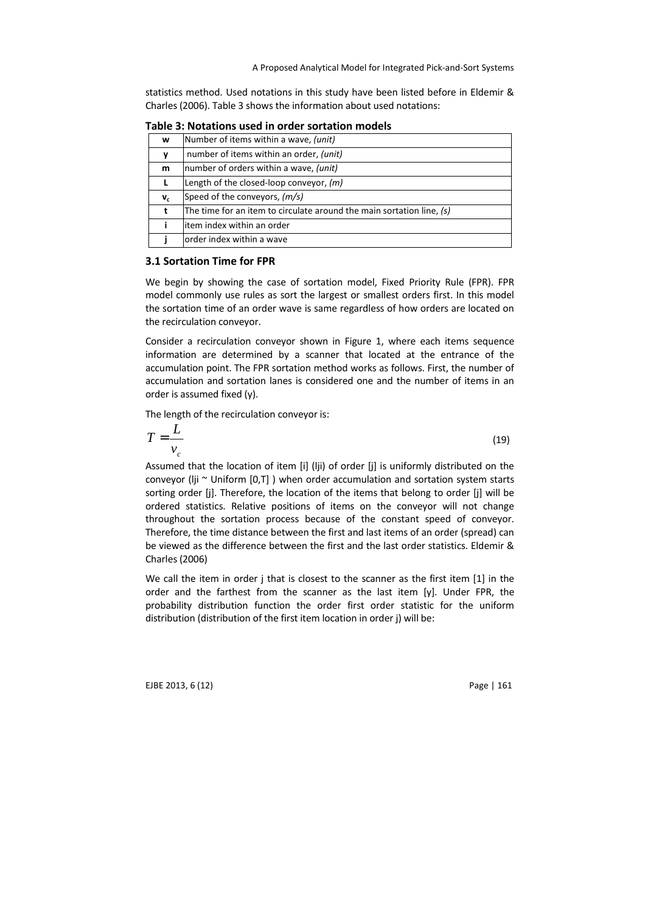statistics method. Used notations in this study have been listed before in Eldemir & Charles (2006). Table 3 shows the information about used notations:

**Table 3: Notations used in order sortation models**

| | |
|---|---|
| **w** | Number of items within a wave, *(unit)* |
| **y** | number of items within an order, *(unit)* |
| **m** | number of orders within a wave, *(unit)* |
| **L** | Length of the closed-loop conveyor, *(m)* |
| **$v_c$** | Speed of the conveyors, *(m/s)* |
| **t** | The time for an item to circulate around the main sortation line, *(s)* |
| **i** | item index within an order |
| **j** | order index within a wave |

### 3.1 Sortation Time for FPR

We begin by showing the case of sortation model, Fixed Priority Rule (FPR). FPR model commonly use rules as sort the largest or smallest orders first. In this model the sortation time of an order wave is same regardless of how orders are located on the recirculation conveyor.

Consider a recirculation conveyor shown in Figure 1, where each items sequence information are determined by a scanner that located at the entrance of the accumulation point. The FPR sortation method works as follows. First, the number of accumulation and sortation lanes is considered one and the number of items in an order is assumed fixed (y).

The length of the recirculation conveyor is:

$$T = \frac{L}{v_c} \tag{19}$$

Assumed that the location of item [i] (lji) of order [j] is uniformly distributed on the conveyor (lji ~ Uniform [0,T] ) when order accumulation and sortation system starts sorting order [j]. Therefore, the location of the items that belong to order [j] will be ordered statistics. Relative positions of items on the conveyor will not change throughout the sortation process because of the constant speed of conveyor. Therefore, the time distance between the first and last items of an order (spread) can be viewed as the difference between the first and the last order statistics. Eldemir & Charles (2006)

We call the item in order j that is closest to the scanner as the first item [1] in the order and the farthest from the scanner as the last item [y]. Under FPR, the probability distribution function the order first order statistic for the uniform distribution (distribution of the first item location in order j) will be: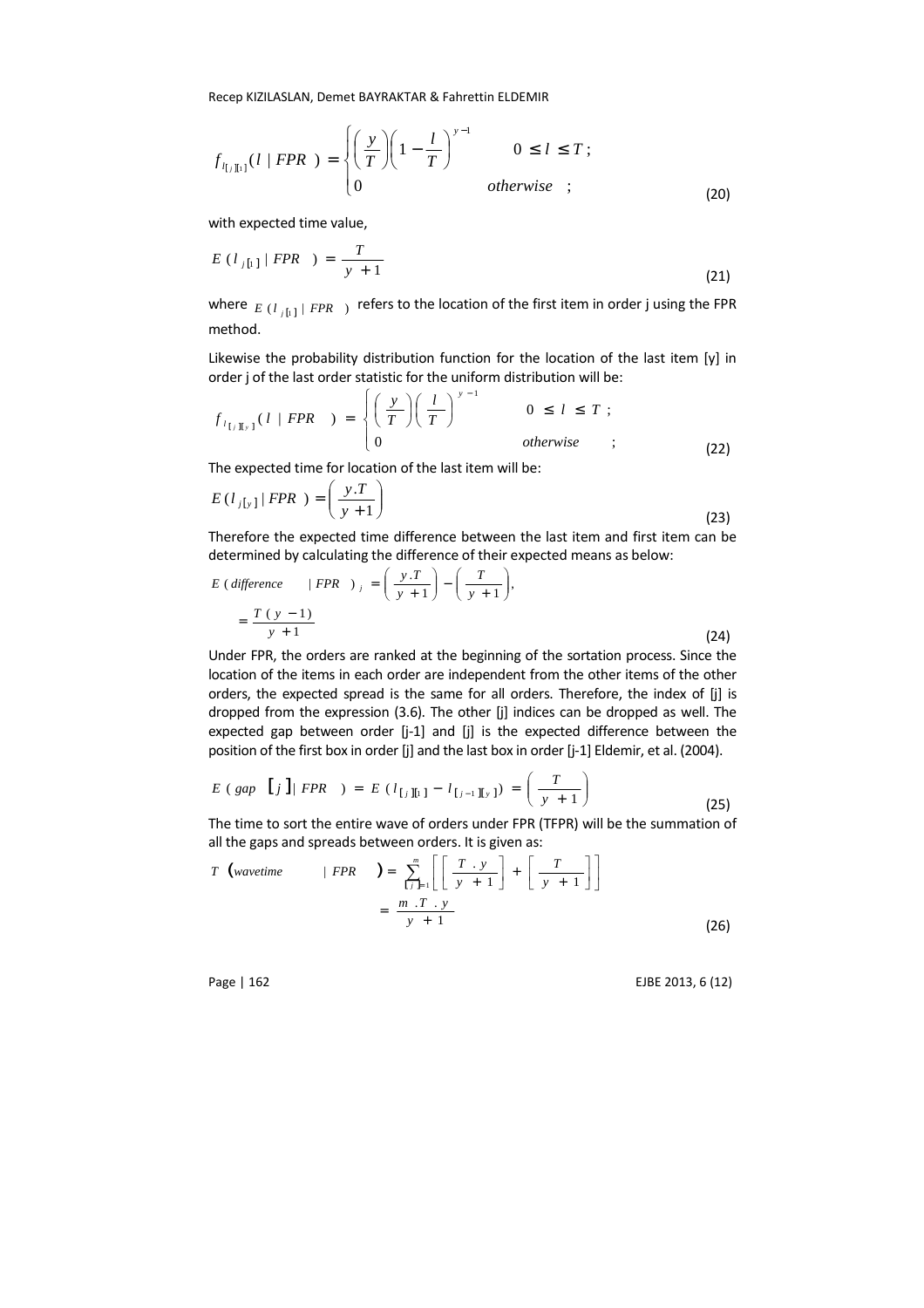$$f_{l_{[j][1]}}(l \mid FPR) = \begin{cases} \left(\frac{y}{T}\right)\left(1 - \frac{l}{T}\right)^{y-1} & 0 \leq l \leq T; \\ 0 & otherwise \quad ; \end{cases} \tag{20}$$

with expected time value,

$$E(l_{j[1]} \mid FPR) = \frac{T}{y+1} \tag{21}$$

where $E(l_{j[1]} \mid FPR)$ refers to the location of the first item in order j using the FPR method.

Likewise the probability distribution function for the location of the last item [y] in order j of the last order statistic for the uniform distribution will be:

$$f_{l_{[j][y]}}(l \mid FPR) = \begin{cases} \left(\frac{y}{T}\right)\left(\frac{l}{T}\right)^{y-1} & 0 \leq l \leq T; \\ 0 & otherwise \quad ; \end{cases} \tag{22}$$

The expected time for location of the last item will be:

$$E(l_{j[y]} \mid FPR) = \left(\frac{y.T}{y+1}\right) \tag{23}$$

Therefore the expected time difference between the last item and first item can be determined by calculating the difference of their expected means as below:

$$\begin{aligned} E(difference \mid FPR)_j &= \left(\frac{y.T}{y+1}\right) - \left(\frac{T}{y+1}\right), \\ &= \frac{T(y-1)}{y+1} \end{aligned} \tag{24}$$

Under FPR, the orders are ranked at the beginning of the sortation process. Since the location of the items in each order are independent from the other items of the other orders, the expected spread is the same for all orders. Therefore, the index of [j] is dropped from the expression (3.6). The other [j] indices can be dropped as well. The expected gap between order [j-1] and [j] is the expected difference between the position of the first box in order [j] and the last box in order [j-1] Eldemir, et al. (2004).

$$E(gap\,[j] \mid FPR) = E(l_{[j][1]} - l_{[j-1][y]}) = \left(\frac{T}{y+1}\right) \tag{25}$$

The time to sort the entire wave of orders under FPR (TFPR) will be the summation of all the gaps and spreads between orders. It is given as:

$$\begin{aligned} T(wavetime \mid FPR) &= \sum_{[j]=1}^{m}\left[\left[\frac{T.y}{y+1}\right] + \left[\frac{T}{y+1}\right]\right] \\ &= \frac{m.T.y}{y+1} \end{aligned} \tag{26}$$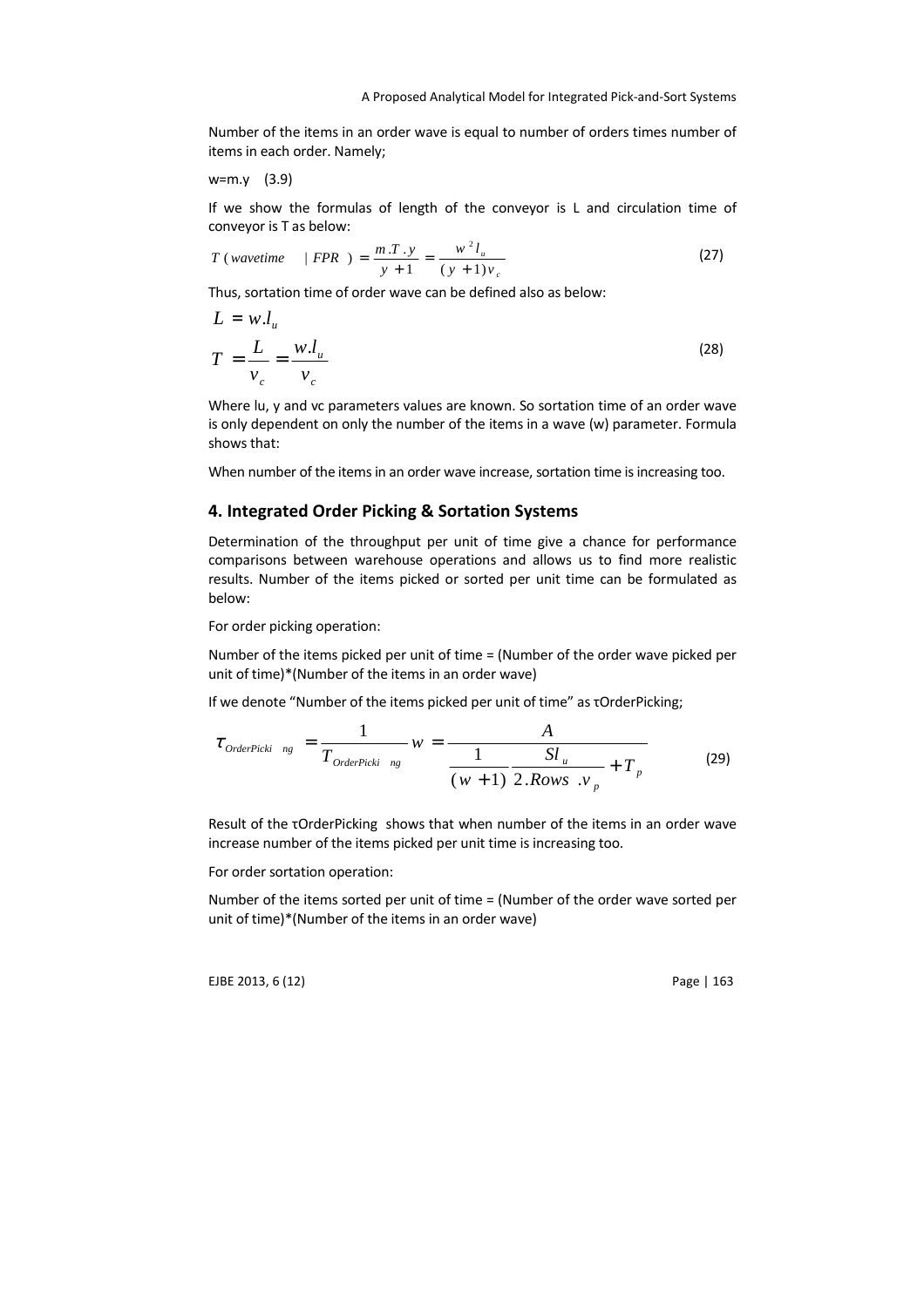Number of the items in an order wave is equal to number of orders times number of items in each order. Namely;

w=m.y (3.9)

If we show the formulas of length of the conveyor is L and circulation time of conveyor is T as below:

$$T\,(wavetime \quad | FPR) = \frac{m.T.y}{y+1} = \frac{w^2 l_u}{(y+1)v_c} \tag{27}$$

Thus, sortation time of order wave can be defined also as below:

$$L = w.l_u$$
$$T = \frac{L}{v_c} = \frac{w.l_u}{v_c} \tag{28}$$

Where lu, y and vc parameters values are known. So sortation time of an order wave is only dependent on only the number of the items in a wave (w) parameter. Formula shows that:

When number of the items in an order wave increase, sortation time is increasing too.

## 4. Integrated Order Picking & Sortation Systems

Determination of the throughput per unit of time give a chance for performance comparisons between warehouse operations and allows us to find more realistic results. Number of the items picked or sorted per unit time can be formulated as below:

For order picking operation:

Number of the items picked per unit of time = (Number of the order wave picked per unit of time)*(Number of the items in an order wave)

If we denote "Number of the items picked per unit of time" as τOrderPicking;

$$\tau_{OrderPicking} = \frac{1}{T_{OrderPicking}} w = \frac{A}{\dfrac{1}{(w+1)} \dfrac{Sl_u}{2.Rows\,.v_p} + T_p} \tag{29}$$

Result of the τOrderPicking shows that when number of the items in an order wave increase number of the items picked per unit time is increasing too.

For order sortation operation:

Number of the items sorted per unit of time = (Number of the order wave sorted per unit of time)*(Number of the items in an order wave)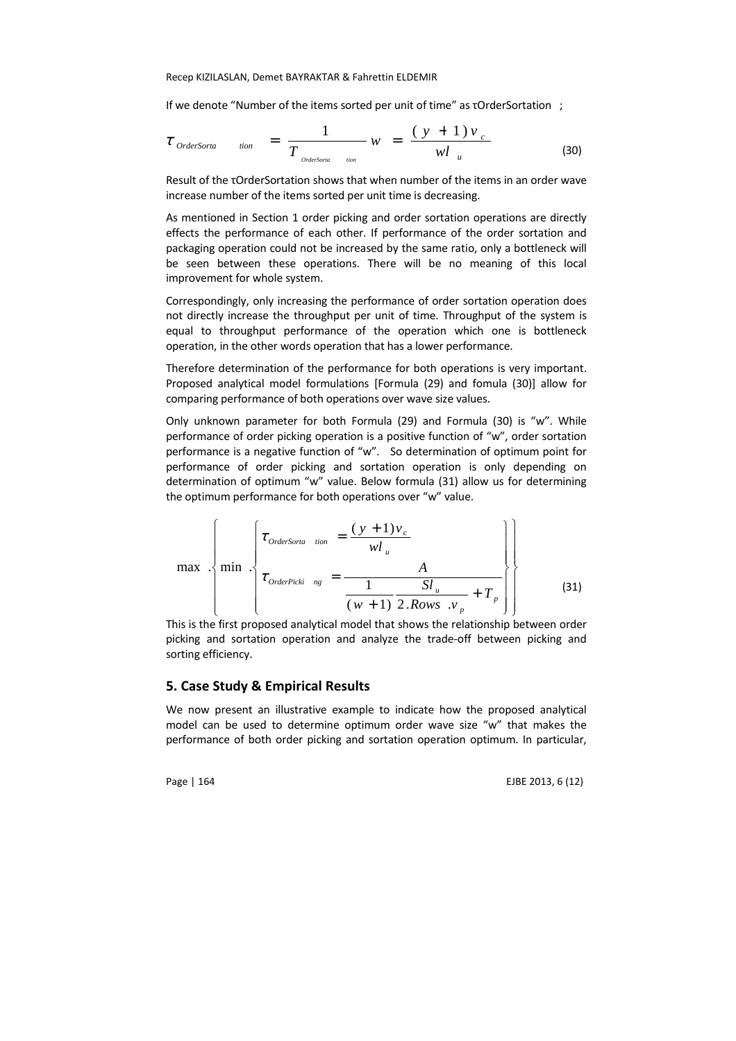If we denote "Number of the items sorted per unit of time" as τOrderSortation ;

$$\tau_{OrderSortation} = \frac{1}{T_{OrderSortation}} w = \frac{(y+1)v_c}{wl_u} \tag{30}$$

Result of the τOrderSortation shows that when number of the items in an order wave increase number of the items sorted per unit time is decreasing.

As mentioned in Section 1 order picking and order sortation operations are directly effects the performance of each other. If performance of the order sortation and packaging operation could not be increased by the same ratio, only a bottleneck will be seen between these operations. There will be no meaning of this local improvement for whole system.

Correspondingly, only increasing the performance of order sortation operation does not directly increase the throughput per unit of time. Throughput of the system is equal to throughput performance of the operation which one is bottleneck operation, in the other words operation that has a lower performance.

Therefore determination of the performance for both operations is very important. Proposed analytical model formulations [Formula (29) and fomula (30)] allow for comparing performance of both operations over wave size values.

Only unknown parameter for both Formula (29) and Formula (30) is "w". While performance of order picking operation is a positive function of "w", order sortation performance is a negative function of "w". So determination of optimum point for performance of order picking and sortation operation is only depending on determination of optimum "w" value. Below formula (31) allow us for determining the optimum performance for both operations over "w" value.

$$\max . \left\{ \min . \left\{ \begin{aligned} \tau_{OrderSortation} &= \frac{(y+1)v_c}{wl_u} \\ \tau_{OrderPicking} &= \frac{A}{\dfrac{1}{(w+1)} \dfrac{Sl_u}{2.Rows\ .v_p} + T_p} \end{aligned} \right\} \right\} \tag{31}$$

This is the first proposed analytical model that shows the relationship between order picking and sortation operation and analyze the trade-off between picking and sorting efficiency.

## 5. Case Study & Empirical Results

We now present an illustrative example to indicate how the proposed analytical model can be used to determine optimum order wave size "w" that makes the performance of both order picking and sortation operation optimum. In particular,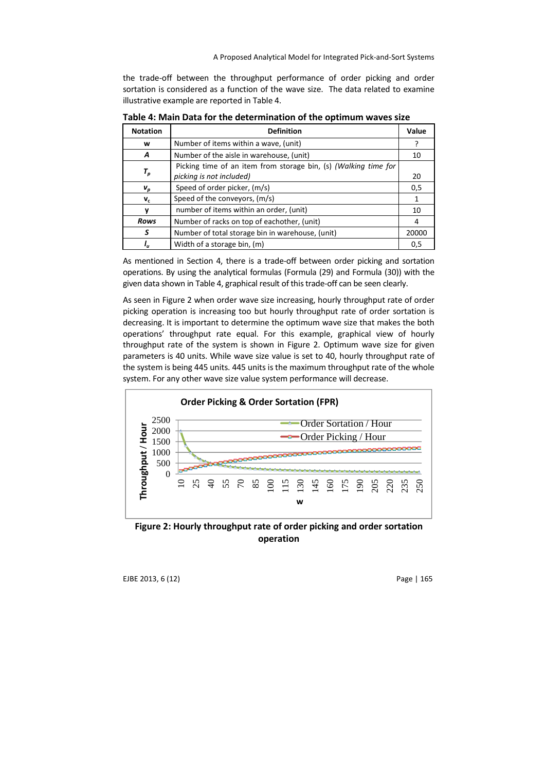the trade-off between the throughput performance of order picking and order sortation is considered as a function of the wave size. The data related to examine illustrative example are reported in Table 4.

**Table 4: Main Data for the determination of the optimum waves size**

| Notation | Definition | Value |
|---|---|---|
| **w** | Number of items within a wave, (unit) | ? |
| ***A*** | Number of the aisle in warehouse, (unit) | 10 |
| $T_p$ | Picking time of an item from storage bin, (s) *(Walking time for picking is not included)* | 20 |
| $v_p$ | Speed of order picker, (m/s) | 0,5 |
| $v_c$ | Speed of the conveyors, (m/s) | 1 |
| **y** | number of items within an order, (unit) | 10 |
| ***Rows*** | Number of racks on top of eachother, (unit) | 4 |
| ***S*** | Number of total storage bin in warehouse, (unit) | 20000 |
| $l_u$ | Width of a storage bin, (m) | 0,5 |

As mentioned in Section 4, there is a trade-off between order picking and sortation operations. By using the analytical formulas (Formula (29) and Formula (30)) with the given data shown in Table 4, graphical result of this trade-off can be seen clearly.

As seen in Figure 2 when order wave size increasing, hourly throughput rate of order picking operation is increasing too but hourly throughput rate of order sortation is decreasing. It is important to determine the optimum wave size that makes the both operations' throughput rate equal. For this example, graphical view of hourly throughput rate of the system is shown in Figure 2. Optimum wave size for given parameters is 40 units. While wave size value is set to 40, hourly throughput rate of the system is being 445 units. 445 units is the maximum throughput rate of the whole system. For any other wave size value system performance will decrease.

**Figure 2: Hourly throughput rate of order picking and order sortation operation**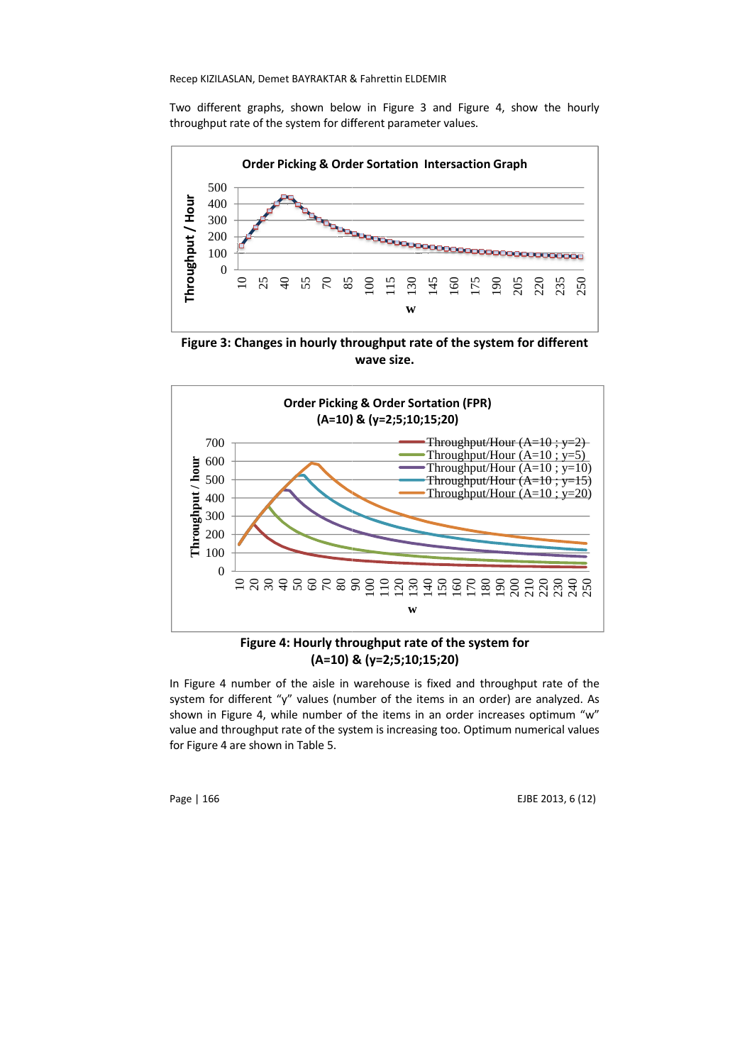Two different graphs, shown below in Figure 3 and Figure 4, show the hourly throughput rate of the system for different parameter values.

**Figure 3: Changes in hourly throughput rate of the system for different wave size.**

**Figure 4: Hourly throughput rate of the system for (A=10) & (y=2;5;10;15;20)**

In Figure 4 number of the aisle in warehouse is fixed and throughput rate of the system for different "y" values (number of the items in an order) are analyzed. As shown in Figure 4, while number of the items in an order increases optimum "w" value and throughput rate of the system is increasing too. Optimum numerical values for Figure 4 are shown in Table 5.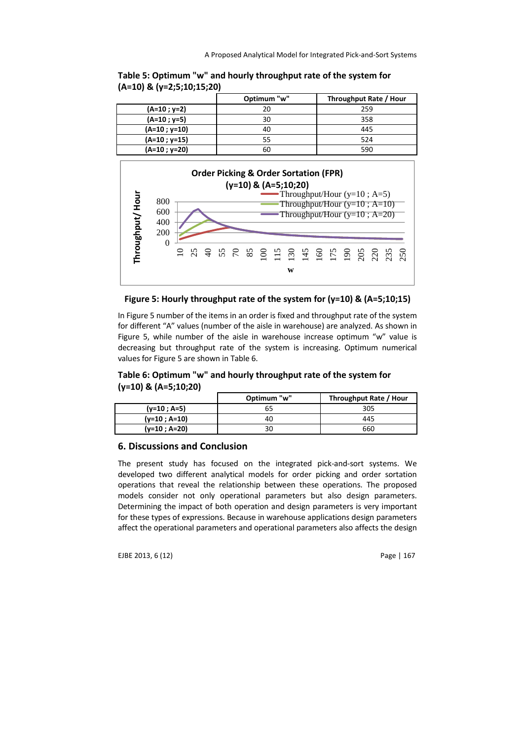**Table 5: Optimum "w" and hourly throughput rate of the system for (A=10) & (y=2;5;10;15;20)**

| | Optimum "w" | Throughput Rate / Hour |
|---|---|---|
| **(A=10 ; y=2)** | 20 | 259 |
| **(A=10 ; y=5)** | 30 | 358 |
| **(A=10 ; y=10)** | 40 | 445 |
| **(A=10 ; y=15)** | 55 | 524 |
| **(A=10 ; y=20)** | 60 | 590 |

**Figure 5: Hourly throughput rate of the system for (y=10) & (A=5;10;15)**

In Figure 5 number of the items in an order is fixed and throughput rate of the system for different "A" values (number of the aisle in warehouse) are analyzed. As shown in Figure 5, while number of the aisle in warehouse increase optimum "w" value is decreasing but throughput rate of the system is increasing. Optimum numerical values for Figure 5 are shown in Table 6.

**Table 6: Optimum "w" and hourly throughput rate of the system for (y=10) & (A=5;10;20)**

| | Optimum "w" | Throughput Rate / Hour |
|---|---|---|
| **(y=10 ; A=5)** | 65 | 305 |
| **(y=10 ; A=10)** | 40 | 445 |
| **(y=10 ; A=20)** | 30 | 660 |

## 6. Discussions and Conclusion

The present study has focused on the integrated pick-and-sort systems. We developed two different analytical models for order picking and order sortation operations that reveal the relationship between these operations. The proposed models consider not only operational parameters but also design parameters. Determining the impact of both operation and design parameters is very important for these types of expressions. Because in warehouse applications design parameters affect the operational parameters and operational parameters also affects the design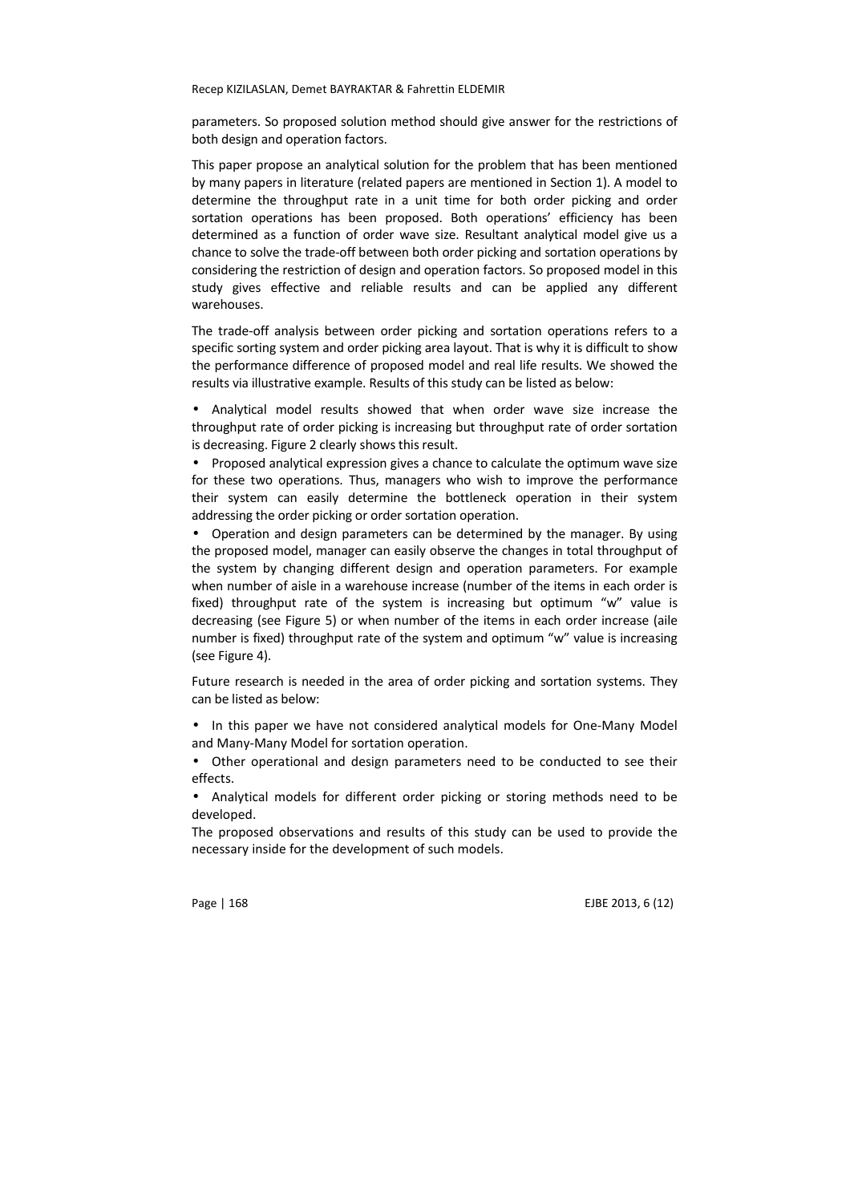parameters. So proposed solution method should give answer for the restrictions of both design and operation factors.

This paper propose an analytical solution for the problem that has been mentioned by many papers in literature (related papers are mentioned in Section 1). A model to determine the throughput rate in a unit time for both order picking and order sortation operations has been proposed. Both operations' efficiency has been determined as a function of order wave size. Resultant analytical model give us a chance to solve the trade-off between both order picking and sortation operations by considering the restriction of design and operation factors. So proposed model in this study gives effective and reliable results and can be applied any different warehouses.

The trade-off analysis between order picking and sortation operations refers to a specific sorting system and order picking area layout. That is why it is difficult to show the performance difference of proposed model and real life results. We showed the results via illustrative example. Results of this study can be listed as below:

- Analytical model results showed that when order wave size increase the throughput rate of order picking is increasing but throughput rate of order sortation is decreasing. Figure 2 clearly shows this result.
- Proposed analytical expression gives a chance to calculate the optimum wave size for these two operations. Thus, managers who wish to improve the performance their system can easily determine the bottleneck operation in their system addressing the order picking or order sortation operation.
- Operation and design parameters can be determined by the manager. By using the proposed model, manager can easily observe the changes in total throughput of the system by changing different design and operation parameters. For example when number of aisle in a warehouse increase (number of the items in each order is fixed) throughput rate of the system is increasing but optimum "w" value is decreasing (see Figure 5) or when number of the items in each order increase (aile number is fixed) throughput rate of the system and optimum "w" value is increasing (see Figure 4).

Future research is needed in the area of order picking and sortation systems. They can be listed as below:

- In this paper we have not considered analytical models for One-Many Model and Many-Many Model for sortation operation.
- Other operational and design parameters need to be conducted to see their effects.
- Analytical models for different order picking or storing methods need to be developed.

The proposed observations and results of this study can be used to provide the necessary inside for the development of such models.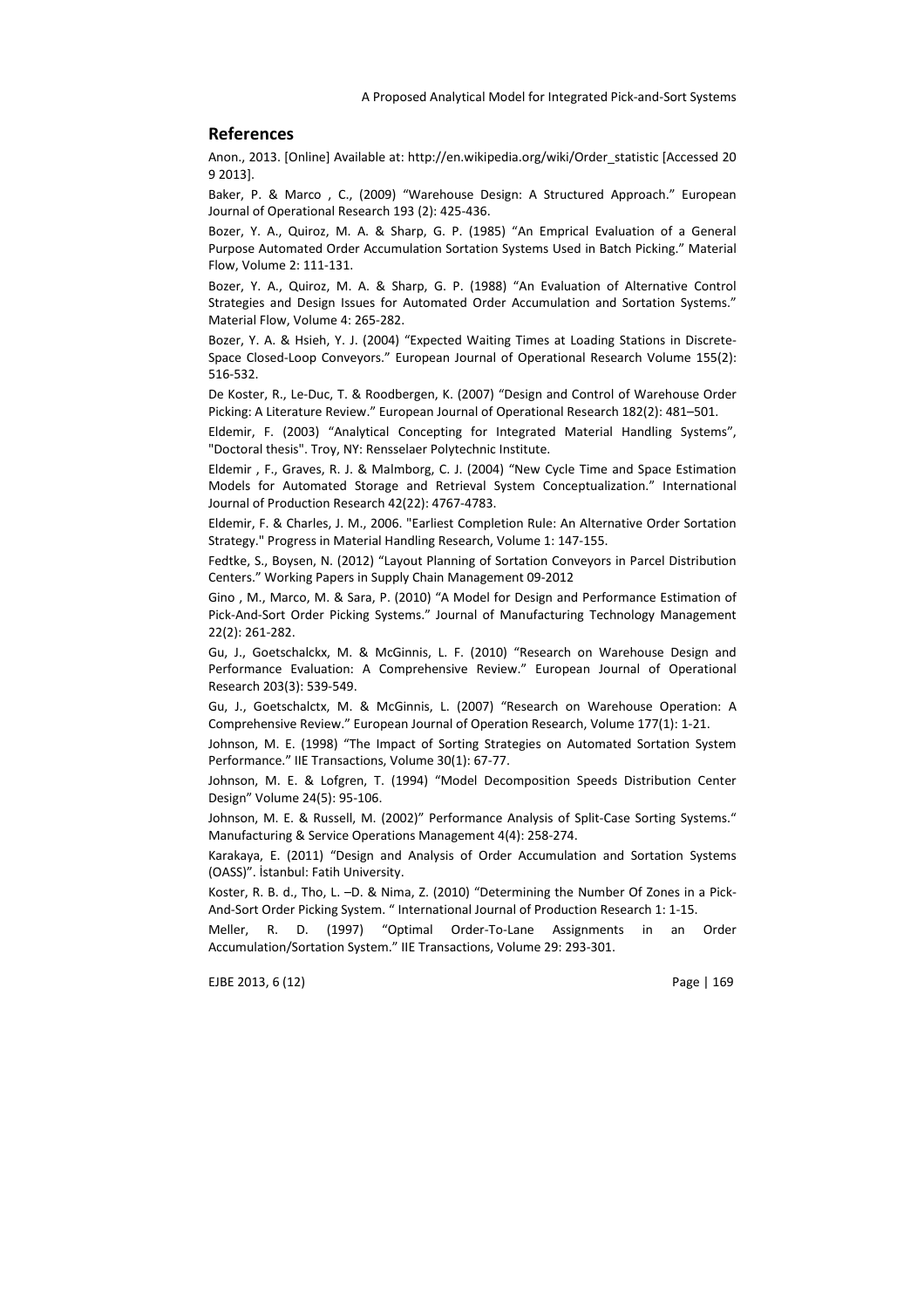## References

Anon., 2013. [Online] Available at: http://en.wikipedia.org/wiki/Order_statistic [Accessed 20 9 2013].

Baker, P. & Marco , C., (2009) "Warehouse Design: A Structured Approach." European Journal of Operational Research 193 (2): 425-436.

Bozer, Y. A., Quiroz, M. A. & Sharp, G. P. (1985) "An Emprical Evaluation of a General Purpose Automated Order Accumulation Sortation Systems Used in Batch Picking." Material Flow, Volume 2: 111-131.

Bozer, Y. A., Quiroz, M. A. & Sharp, G. P. (1988) "An Evaluation of Alternative Control Strategies and Design Issues for Automated Order Accumulation and Sortation Systems." Material Flow, Volume 4: 265-282.

Bozer, Y. A. & Hsieh, Y. J. (2004) "Expected Waiting Times at Loading Stations in Discrete-Space Closed-Loop Conveyors." European Journal of Operational Research Volume 155(2): 516-532.

De Koster, R., Le-Duc, T. & Roodbergen, K. (2007) "Design and Control of Warehouse Order Picking: A Literature Review." European Journal of Operational Research 182(2): 481–501.

Eldemir, F. (2003) "Analytical Concepting for Integrated Material Handling Systems", "Doctoral thesis". Troy, NY: Rensselaer Polytechnic Institute.

Eldemir , F., Graves, R. J. & Malmborg, C. J. (2004) "New Cycle Time and Space Estimation Models for Automated Storage and Retrieval System Conceptualization." International Journal of Production Research 42(22): 4767-4783.

Eldemir, F. & Charles, J. M., 2006. "Earliest Completion Rule: An Alternative Order Sortation Strategy." Progress in Material Handling Research, Volume 1: 147-155.

Fedtke, S., Boysen, N. (2012) "Layout Planning of Sortation Conveyors in Parcel Distribution Centers." Working Papers in Supply Chain Management 09-2012

Gino , M., Marco, M. & Sara, P. (2010) "A Model for Design and Performance Estimation of Pick-And-Sort Order Picking Systems." Journal of Manufacturing Technology Management 22(2): 261-282.

Gu, J., Goetschalckx, M. & McGinnis, L. F. (2010) "Research on Warehouse Design and Performance Evaluation: A Comprehensive Review." European Journal of Operational Research 203(3): 539-549.

Gu, J., Goetschalctx, M. & McGinnis, L. (2007) "Research on Warehouse Operation: A Comprehensive Review." European Journal of Operation Research, Volume 177(1): 1-21.

Johnson, M. E. (1998) "The Impact of Sorting Strategies on Automated Sortation System Performance." IIE Transactions, Volume 30(1): 67-77.

Johnson, M. E. & Lofgren, T. (1994) "Model Decomposition Speeds Distribution Center Design" Volume 24(5): 95-106.

Johnson, M. E. & Russell, M. (2002)" Performance Analysis of Split-Case Sorting Systems." Manufacturing & Service Operations Management 4(4): 258-274.

Karakaya, E. (2011) "Design and Analysis of Order Accumulation and Sortation Systems (OASS)". İstanbul: Fatih University.

Koster, R. B. d., Tho, L. –D. & Nima, Z. (2010) "Determining the Number Of Zones in a Pick-And-Sort Order Picking System. " International Journal of Production Research 1: 1-15.

Meller, R. D. (1997) "Optimal Order-To-Lane Assignments in an Order Accumulation/Sortation System." IIE Transactions, Volume 29: 293-301.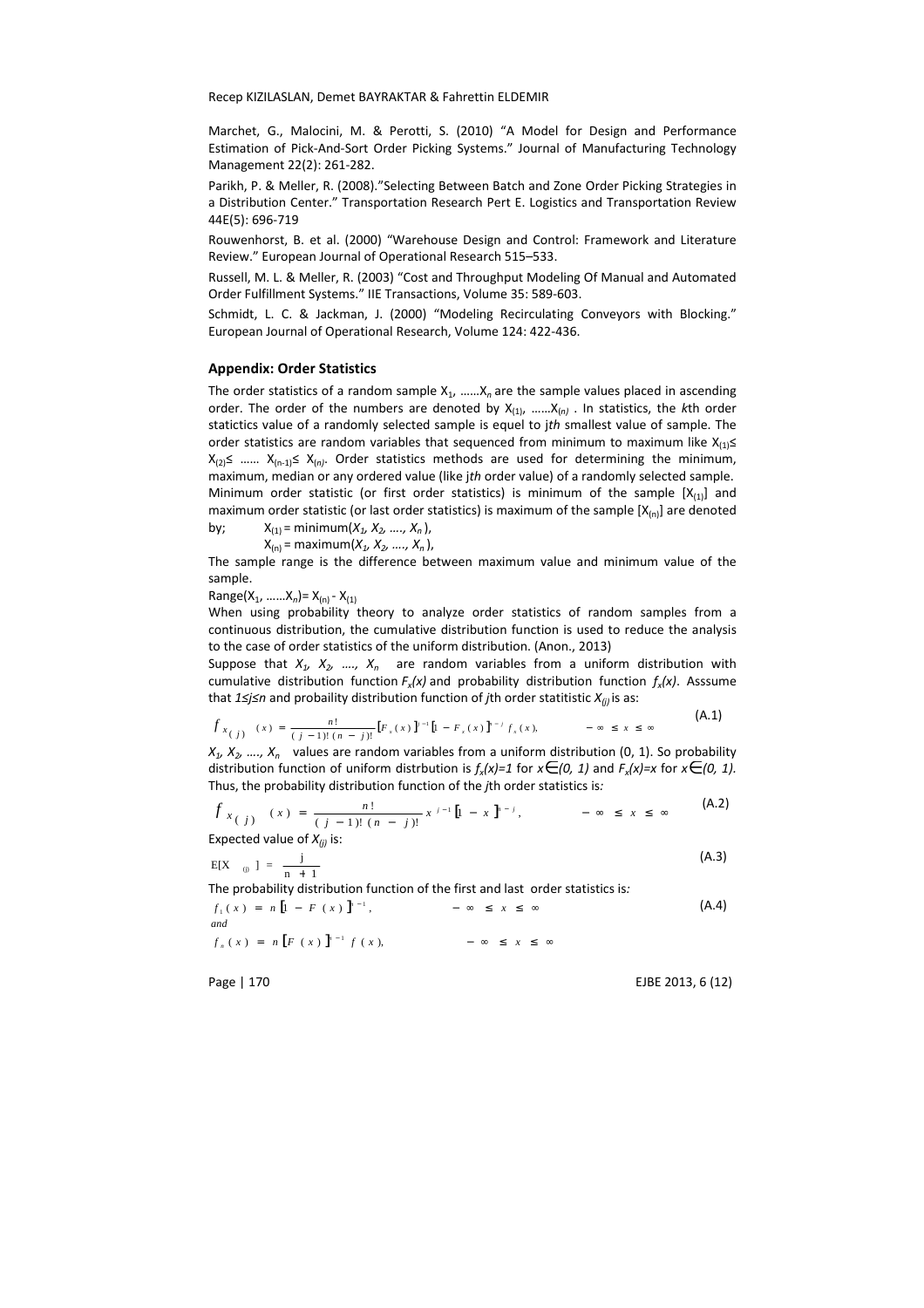Marchet, G., Malocini, M. & Perotti, S. (2010) "A Model for Design and Performance Estimation of Pick-And-Sort Order Picking Systems." Journal of Manufacturing Technology Management 22(2): 261-282.

Parikh, P. & Meller, R. (2008)."Selecting Between Batch and Zone Order Picking Strategies in a Distribution Center." Transportation Research Pert E. Logistics and Transportation Review 44E(5): 696-719

Rouwenhorst, B. et al. (2000) "Warehouse Design and Control: Framework and Literature Review." European Journal of Operational Research 515–533.

Russell, M. L. & Meller, R. (2003) "Cost and Throughput Modeling Of Manual and Automated Order Fulfillment Systems." IIE Transactions, Volume 35: 589-603.

Schmidt, L. C. & Jackman, J. (2000) "Modeling Recirculating Conveyors with Blocking." European Journal of Operational Research, Volume 124: 422-436.

## Appendix: Order Statistics

The order statistics of a random sample $X_1$, ……$X_n$ are the sample values placed in ascending order. The order of the numbers are denoted by $X_{(1)}$, ……$X_{(n)}$ . In statistics, the *k*th order statictics value of a randomly selected sample is equel to *jth* smallest value of sample. The order statistics are random variables that sequenced from minimum to maximum like $X_{(1)} \leq X_{(2)} \leq$ …… $X_{(n-1)} \leq X_{(n)}$. Order statistics methods are used for determining the minimum, maximum, median or any ordered value (like *jth* order value) of a randomly selected sample. Minimum order statistic (or first order statistics) is minimum of the sample [$X_{(1)}$] and maximum order statistic (or last order statistics) is maximum of the sample [$X_{(n)}$] are denoted by;

$X_{(1)}$ = minimum($X_1, X_2, ...., X_n$),

$X_{(n)}$ = maximum($X_1, X_2, ...., X_n$),

The sample range is the difference between maximum value and minimum value of the sample.

Range($X_1$, ……$X_n$)= $X_{(n)} - X_{(1)}$

When using probability theory to analyze order statistics of random samples from a continuous distribution, the cumulative distribution function is used to reduce the analysis to the case of order statistics of the uniform distribution. (Anon., 2013)

Suppose that $X_1, X_2, ...., X_n$ are random variables from a uniform distribution with cumulative distribution function $F_x(x)$ and probability distribution function $f_x(x)$. Asssume that $1 \leq j \leq n$ and probaility distribution function of *j*th order statitistic $X_{(j)}$ is as:

$$f_{X_{(j)}}(x) = \frac{n!}{(j-1)!(n-j)!}\left[F_x(x)\right]^{j-1}\left[1-F_x(x)\right]^{n-j} f_x(x), \qquad -\infty \leq x \leq \infty \tag{A.1}$$

$X_1, X_2, ...., X_n$ values are random variables from a uniform distribution (0, 1). So probability distribution function of uniform distrbution is $f_x(x)=1$ for $x \in (0, 1)$ and $F_x(x)=x$ for $x \in (0, 1)$. Thus, the probability distribution function of the *j*th order statistics is*:*

$$f_{X_{(j)}}(x) = \frac{n!}{(j-1)!(n-j)!} x^{j-1}\left[1-x\right]^{n-j}, \qquad -\infty \leq x \leq \infty \tag{A.2}$$

Expected value of $X_{(j)}$ is:

$$E[X_{(j)}] = \frac{j}{n+1} \tag{A.3}$$

The probability distribution function of the first and last order statistics is*:*

$$f_1(x) = n\left[1-F(x)\right]^{n-1}, \qquad -\infty \leq x \leq \infty \tag{A.4}$$

*and*

$$f_n(x) = n\left[F(x)\right]^{n-1} f(x), \qquad -\infty \leq x \leq \infty$$